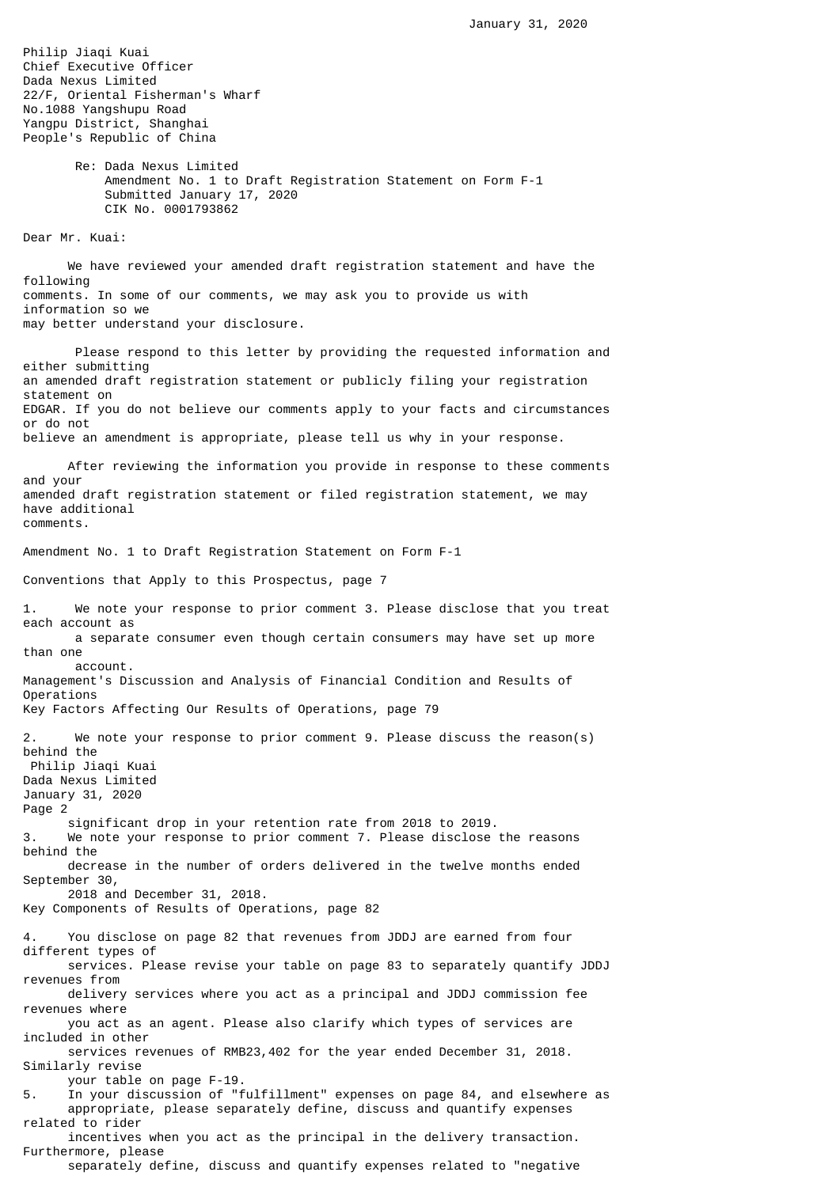January 31, 2020

Philip Jiaqi Kuai
Chief Executive Officer
Dada Nexus Limited
22/F, Oriental Fisherman's Wharf
No.1088 Yangshupu Road
Yangpu District, Shanghai
People's Republic of China

Re: Dada Nexus Limited
Amendment No. 1 to Draft Registration Statement on Form F-1
Submitted January 17, 2020
CIK No. 0001793862

Dear Mr. Kuai:

We have reviewed your amended draft registration statement and have the following comments. In some of our comments, we may ask you to provide us with information so we may better understand your disclosure.

Please respond to this letter by providing the requested information and either submitting an amended draft registration statement or publicly filing your registration statement on EDGAR. If you do not believe our comments apply to your facts and circumstances or do not believe an amendment is appropriate, please tell us why in your response.

After reviewing the information you provide in response to these comments and your amended draft registration statement or filed registration statement, we may have additional comments.

Amendment No. 1 to Draft Registration Statement on Form F-1

Conventions that Apply to this Prospectus, page 7

1. We note your response to prior comment 3. Please disclose that you treat each account as a separate consumer even though certain consumers may have set up more than one account.

Management's Discussion and Analysis of Financial Condition and Results of Operations
Key Factors Affecting Our Results of Operations, page 79

2. We note your response to prior comment 9. Please discuss the reason(s) behind the significant drop in your retention rate from 2018 to 2019.

3. We note your response to prior comment 7. Please disclose the reasons behind the decrease in the number of orders delivered in the twelve months ended September 30, 2018 and December 31, 2018.

Key Components of Results of Operations, page 82

4. You disclose on page 82 that revenues from JDDJ are earned from four different types of services. Please revise your table on page 83 to separately quantify JDDJ revenues from delivery services where you act as a principal and JDDJ commission fee revenues where you act as an agent. Please also clarify which types of services are included in other services revenues of RMB23,402 for the year ended December 31, 2018. Similarly revise your table on page F-19.

5. In your discussion of "fulfillment" expenses on page 84, and elsewhere as appropriate, please separately define, discuss and quantify expenses related to rider incentives when you act as the principal in the delivery transaction. Furthermore, please separately define, discuss and quantify expenses related to "negative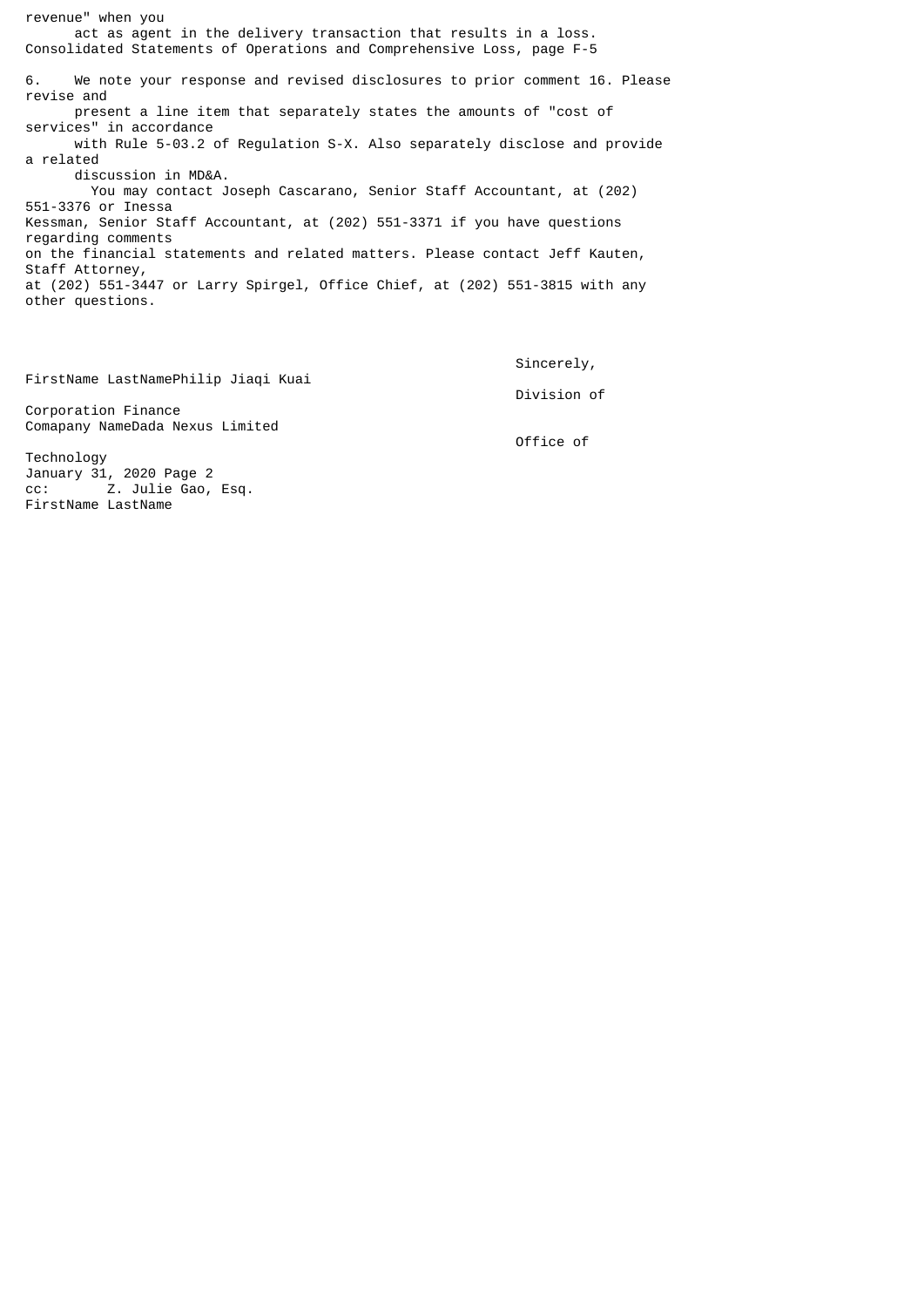revenue" when you act as agent in the delivery transaction that results in a loss.

Consolidated Statements of Operations and Comprehensive Loss, page F-5

6. We note your response and revised disclosures to prior comment 16. Please revise and present a line item that separately states the amounts of "cost of services" in accordance with Rule 5-03.2 of Regulation S-X. Also separately disclose and provide a related discussion in MD&A.

You may contact Joseph Cascarano, Senior Staff Accountant, at (202) 551-3376 or Inessa Kessman, Senior Staff Accountant, at (202) 551-3371 if you have questions regarding comments on the financial statements and related matters. Please contact Jeff Kauten, Staff Attorney, at (202) 551-3447 or Larry Spirgel, Office Chief, at (202) 551-3815 with any other questions.

Sincerely,

Division of Corporation Finance

Office of Technology

cc: Z. Julie Gao, Esq.